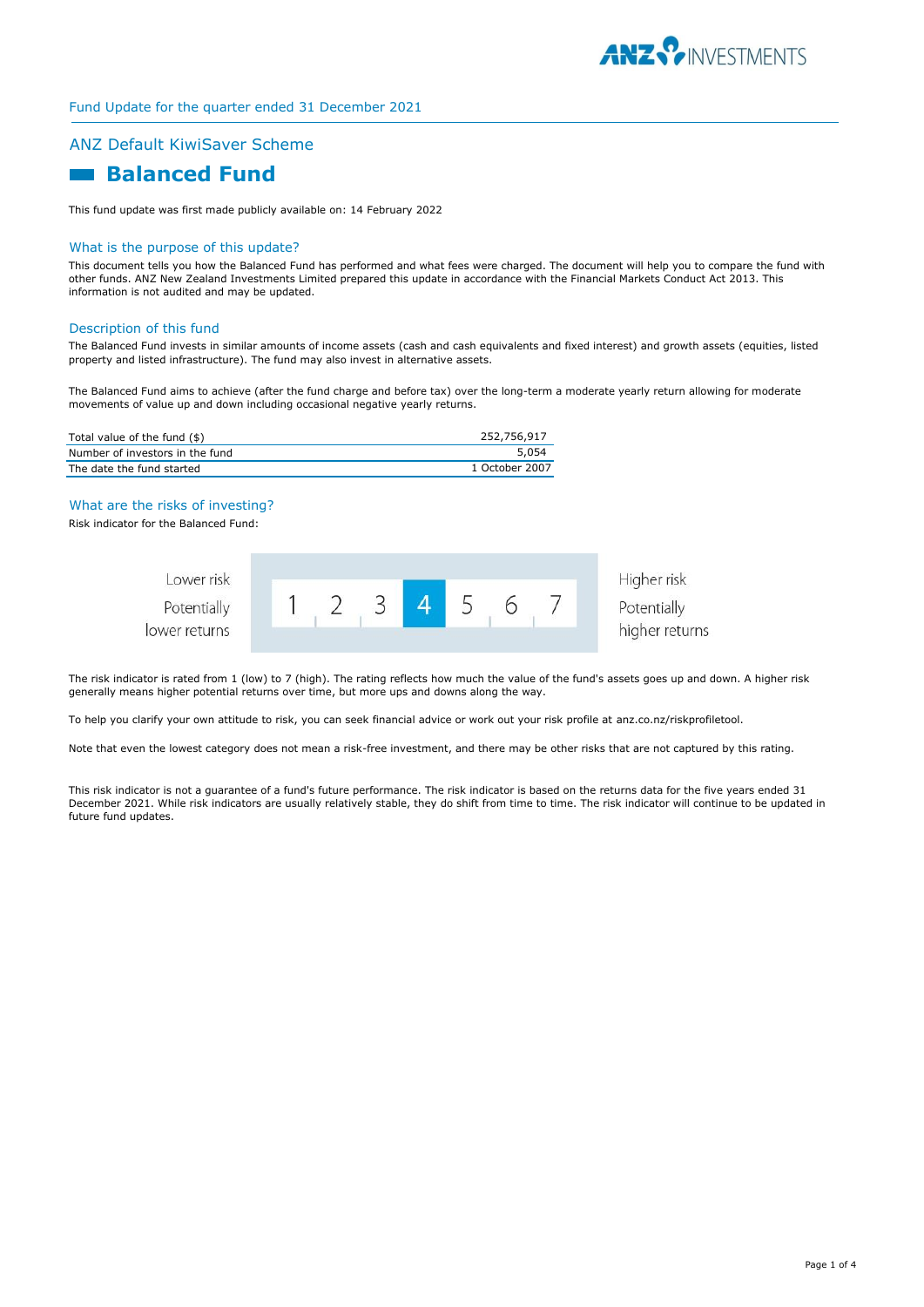Fund Update for the quarter ended 31 December 2021

## ANZ Default KiwiSaver Scheme

# Balanced Fund

This fund update was first made publicly available on: 14 February 2022

### What is the purpose of this update?

This document tells you how the Balanced Fund has performed and what fees were charged. The document will help you to compare the fund with other funds. ANZ New Zealand Investments Limited prepared this update in accordance with the Financial Markets Conduct Act 2013. This information is not audited and may be updated.

### Description of this fund

The Balanced Fund invests in similar amounts of income assets (cash and cash equivalents and fixed interest) and growth assets (equities, listed property and listed infrastructure). The fund may also invest in alternative assets.

The Balanced Fund aims to achieve (after the fund charge and before tax) over the long-term a moderate yearly return allowing for moderate movements of value up and down including occasional negative yearly returns.

| | |
|---|---|
| Total value of the fund ($) | 252,756,917 |
| Number of investors in the fund | 5,054 |
| The date the fund started | 1 October 2007 |

### What are the risks of investing?

Risk indicator for the Balanced Fund:

| Lower risk<br>Potentially lower returns | 1 | 2 | 3 | **4** | 5 | 6 | 7 | Higher risk<br>Potentially higher returns |
|---|---|---|---|---|---|---|---|---|

The risk indicator is rated from 1 (low) to 7 (high). The rating reflects how much the value of the fund's assets goes up and down. A higher risk generally means higher potential returns over time, but more ups and downs along the way.

To help you clarify your own attitude to risk, you can seek financial advice or work out your risk profile at anz.co.nz/riskprofiletool.

Note that even the lowest category does not mean a risk-free investment, and there may be other risks that are not captured by this rating.

This risk indicator is not a guarantee of a fund's future performance. The risk indicator is based on the returns data for the five years ended 31 December 2021. While risk indicators are usually relatively stable, they do shift from time to time. The risk indicator will continue to be updated in future fund updates.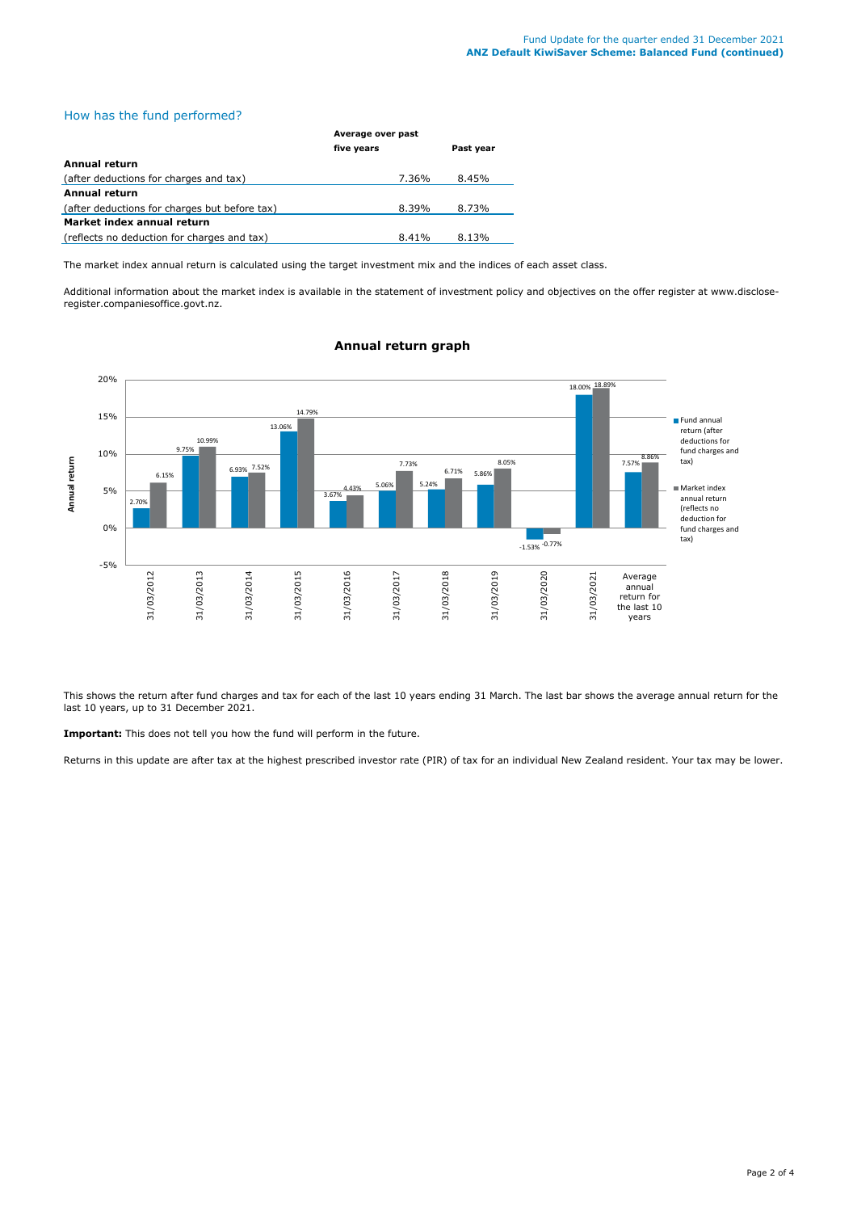## How has the fund performed?

| | Average over past five years | Past year |
|---|---|---|
| **Annual return** | | |
| (after deductions for charges and tax) | 7.36% | 8.45% |
| **Annual return** | | |
| (after deductions for charges but before tax) | 8.39% | 8.73% |
| **Market index annual return** | | |
| (reflects no deduction for charges and tax) | 8.41% | 8.13% |

The market index annual return is calculated using the target investment mix and the indices of each asset class.

Additional information about the market index is available in the statement of investment policy and objectives on the offer register at www.disclose-register.companiesoffice.govt.nz.

### Annual return graph

| Annual return | Fund annual return (after deductions for fund charges and tax) | Market index annual return (reflects no deduction for fund charges and tax) |
|---|---|---|
| 31/03/2012 | 2.70% | 6.15% |
| 31/03/2013 | 9.75% | 10.99% |
| 31/03/2014 | 6.93% | 7.52% |
| 31/03/2015 | 13.06% | 14.79% |
| 31/03/2016 | 3.67% | 4.43% |
| 31/03/2017 | 5.06% | 7.73% |
| 31/03/2018 | 5.24% | 6.71% |
| 31/03/2019 | 5.86% | 8.05% |
| 31/03/2020 | -1.53% | -0.77% |
| 31/03/2021 | 18.00% | 18.89% |
| Average annual return for the last 10 years | 7.57% | 8.86% |

This shows the return after fund charges and tax for each of the last 10 years ending 31 March. The last bar shows the average annual return for the last 10 years, up to 31 December 2021.

**Important:** This does not tell you how the fund will perform in the future.

Returns in this update are after tax at the highest prescribed investor rate (PIR) of tax for an individual New Zealand resident. Your tax may be lower.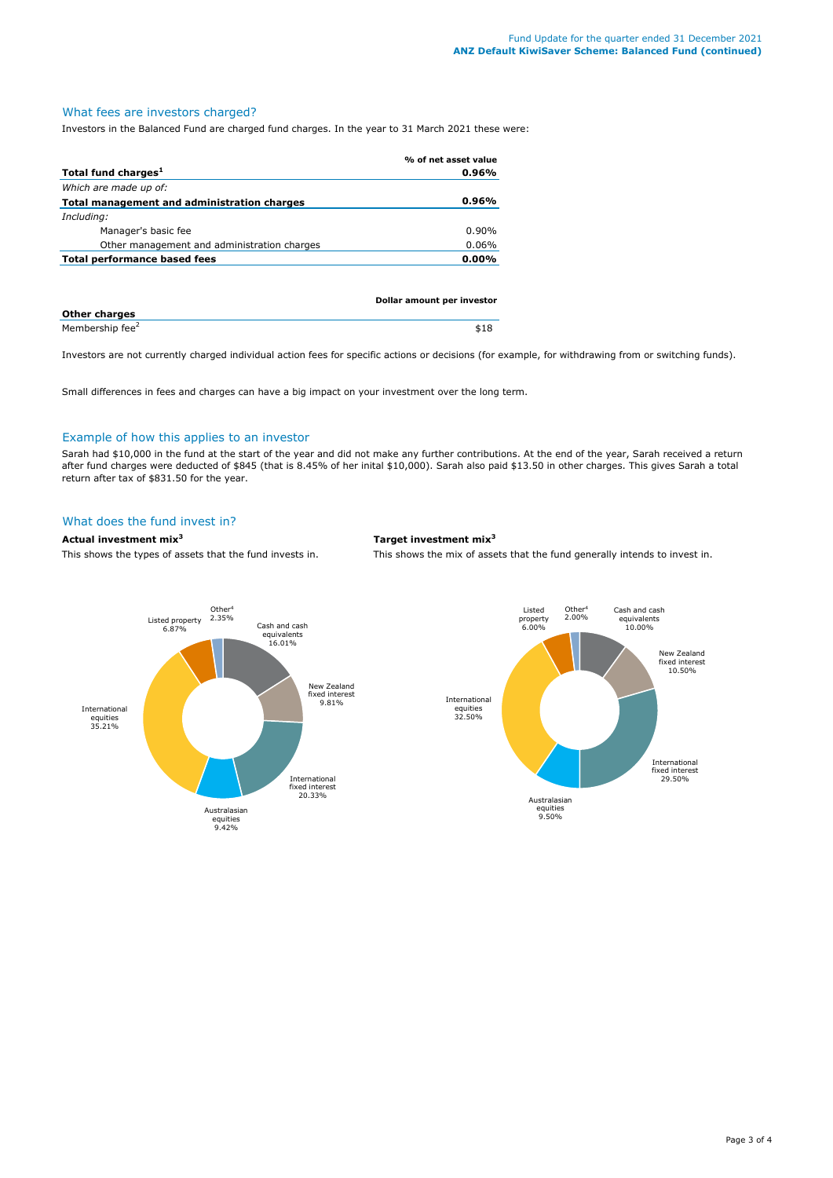## What fees are investors charged?

Investors in the Balanced Fund are charged fund charges. In the year to 31 March 2021 these were:

| | % of net asset value |
|---|---|
| **Total fund charges[1]** | **0.96%** |
| *Which are made up of:* | |
| **Total management and administration charges** | **0.96%** |
| *Including:* | |
| Manager's basic fee | 0.90% |
| Other management and administration charges | 0.06% |
| **Total performance based fees** | **0.00%** |

| | Dollar amount per investor |
|---|---|
| **Other charges** | |
| Membership fee[2] | $18 |

Investors are not currently charged individual action fees for specific actions or decisions (for example, for withdrawing from or switching funds).

Small differences in fees and charges can have a big impact on your investment over the long term.

## Example of how this applies to an investor

Sarah had $10,000 in the fund at the start of the year and did not make any further contributions. At the end of the year, Sarah received a return after fund charges were deducted of $845 (that is 8.45% of her inital $10,000). Sarah also paid $13.50 in other charges. This gives Sarah a total return after tax of $831.50 for the year.

## What does the fund invest in?

**Actual investment mix[3]**

This shows the types of assets that the fund invests in.

| Asset type | Actual |
|---|---|
| Cash and cash equivalents | 16.01% |
| New Zealand fixed interest | 9.81% |
| International fixed interest | 20.33% |
| Australasian equities | 9.42% |
| International equities | 35.21% |
| Listed property | 6.87% |
| Other[4] | 2.35% |

**Target investment mix[3]**

This shows the mix of assets that the fund generally intends to invest in.

| Asset type | Target |
|---|---|
| Cash and cash equivalents | 10.00% |
| New Zealand fixed interest | 10.50% |
| International fixed interest | 29.50% |
| Australasian equities | 9.50% |
| International equities | 32.50% |
| Listed property | 6.00% |
| Other[4] | 2.00% |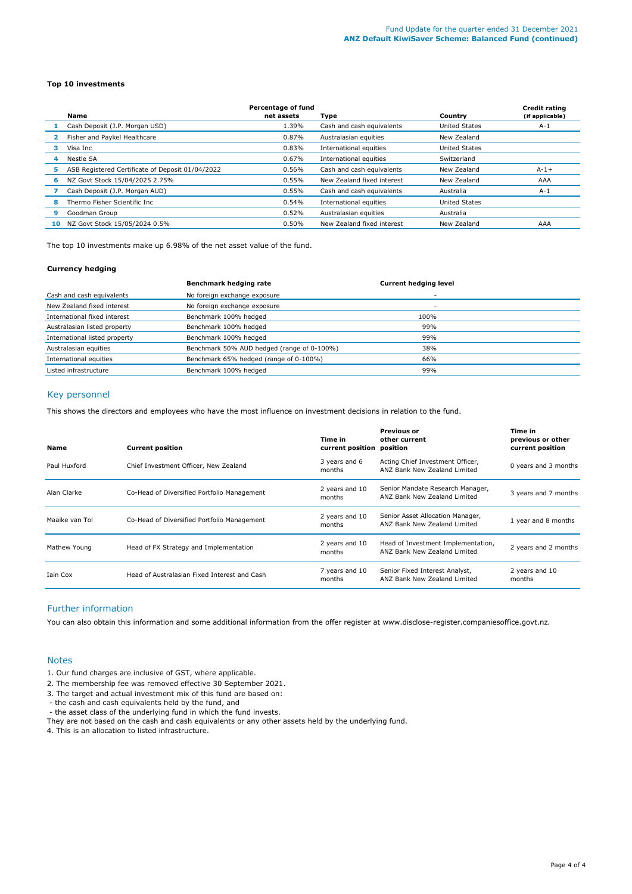### Top 10 investments

| | Name | Percentage of fund net assets | Type | Country | Credit rating (if applicable) |
|---|---|---|---|---|---|
| 1 | Cash Deposit (J.P. Morgan USD) | 1.39% | Cash and cash equivalents | United States | A-1 |
| 2 | Fisher and Paykel Healthcare | 0.87% | Australasian equities | New Zealand | |
| 3 | Visa Inc | 0.83% | International equities | United States | |
| 4 | Nestle SA | 0.67% | International equities | Switzerland | |
| 5 | ASB Registered Certificate of Deposit 01/04/2022 | 0.56% | Cash and cash equivalents | New Zealand | A-1+ |
| 6 | NZ Govt Stock 15/04/2025 2.75% | 0.55% | New Zealand fixed interest | New Zealand | AAA |
| 7 | Cash Deposit (J.P. Morgan AUD) | 0.55% | Cash and cash equivalents | Australia | A-1 |
| 8 | Thermo Fisher Scientific Inc | 0.54% | International equities | United States | |
| 9 | Goodman Group | 0.52% | Australasian equities | Australia | |
| 10 | NZ Govt Stock 15/05/2024 0.5% | 0.50% | New Zealand fixed interest | New Zealand | AAA |

The top 10 investments make up 6.98% of the net asset value of the fund.

### Currency hedging

| | Benchmark hedging rate | Current hedging level |
|---|---|---|
| Cash and cash equivalents | No foreign exchange exposure | - |
| New Zealand fixed interest | No foreign exchange exposure | - |
| International fixed interest | Benchmark 100% hedged | 100% |
| Australasian listed property | Benchmark 100% hedged | 99% |
| International listed property | Benchmark 100% hedged | 99% |
| Australasian equities | Benchmark 50% AUD hedged (range of 0-100%) | 38% |
| International equities | Benchmark 65% hedged (range of 0-100%) | 66% |
| Listed infrastructure | Benchmark 100% hedged | 99% |

## Key personnel

This shows the directors and employees who have the most influence on investment decisions in relation to the fund.

| Name | Current position | Time in current position | Previous or other current position | Time in previous or other current position |
|---|---|---|---|---|
| Paul Huxford | Chief Investment Officer, New Zealand | 3 years and 6 months | Acting Chief Investment Officer, ANZ Bank New Zealand Limited | 0 years and 3 months |
| Alan Clarke | Co-Head of Diversified Portfolio Management | 2 years and 10 months | Senior Mandate Research Manager, ANZ Bank New Zealand Limited | 3 years and 7 months |
| Maaike van Tol | Co-Head of Diversified Portfolio Management | 2 years and 10 months | Senior Asset Allocation Manager, ANZ Bank New Zealand Limited | 1 year and 8 months |
| Mathew Young | Head of FX Strategy and Implementation | 2 years and 10 months | Head of Investment Implementation, ANZ Bank New Zealand Limited | 2 years and 2 months |
| Iain Cox | Head of Australasian Fixed Interest and Cash | 7 years and 10 months | Senior Fixed Interest Analyst, ANZ Bank New Zealand Limited | 2 years and 10 months |

## Further information

You can also obtain this information and some additional information from the offer register at www.disclose-register.companiesoffice.govt.nz.

## Notes

1. Our fund charges are inclusive of GST, where applicable.
2. The membership fee was removed effective 30 September 2021.
3. The target and actual investment mix of this fund are based on:
 - the cash and cash equivalents held by the fund, and
 - the asset class of the underlying fund in which the fund invests.

They are not based on the cash and cash equivalents or any other assets held by the underlying fund.

4. This is an allocation to listed infrastructure.